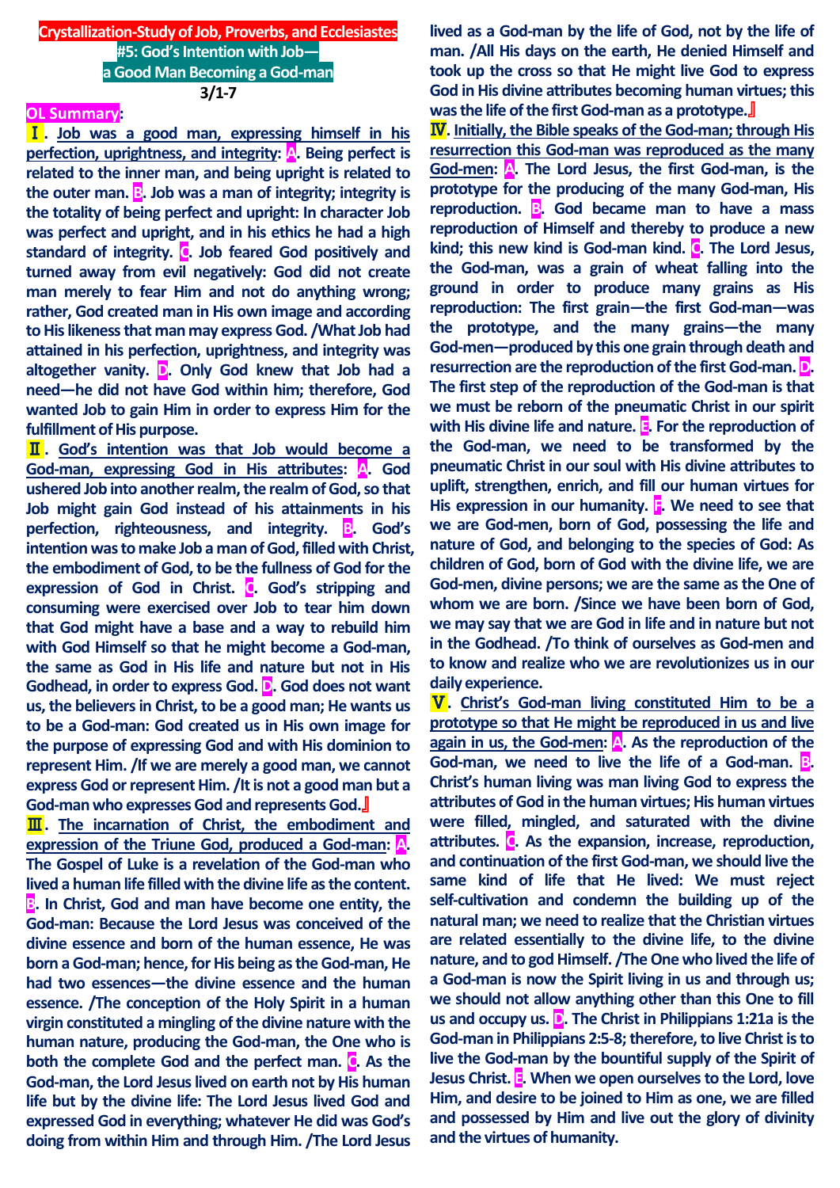# Crystallization-Study of Job, Proverbs, and Ecclesiastes

## #5: God's Intention with Job—a Good Man Becoming a God-man

**3/1-7**

**OL Summary:**

**Ⅰ. Job was a good man, expressing himself in his perfection, uprightness, and integrity:** **A**. Being perfect is related to the inner man, and being upright is related to the outer man. **B**. Job was a man of integrity; integrity is the totality of being perfect and upright: In character Job was perfect and upright, and in his ethics he had a high standard of integrity. **C**. Job feared God positively and turned away from evil negatively: God did not create man merely to fear Him and not do anything wrong; rather, God created man in His own image and according to His likeness that man may express God. /What Job had attained in his perfection, uprightness, and integrity was altogether vanity. **D**. Only God knew that Job had a need—he did not have God within him; therefore, God wanted Job to gain Him in order to express Him for the fulfillment of His purpose.

**Ⅱ. God's intention was that Job would become a God-man, expressing God in His attributes:** **A**. God ushered Job into another realm, the realm of God, so that Job might gain God instead of his attainments in his perfection, righteousness, and integrity. **B**. God's intention was to make Job a man of God, filled with Christ, the embodiment of God, to be the fullness of God for the expression of God in Christ. **C**. God's stripping and consuming were exercised over Job to tear him down that God might have a base and a way to rebuild him with God Himself so that he might become a God-man, the same as God in His life and nature but not in His Godhead, in order to express God. **D**. God does not want us, the believers in Christ, to be a good man; He wants us to be a God-man: God created us in His own image for the purpose of expressing God and with His dominion to represent Him. /If we are merely a good man, we cannot express God or represent Him. /It is not a good man but a God-man who expresses God and represents God.』

**Ⅲ. The incarnation of Christ, the embodiment and expression of the Triune God, produced a God-man:** **A**. The Gospel of Luke is a revelation of the God-man who lived a human life filled with the divine life as the content. **B**. In Christ, God and man have become one entity, the God-man: Because the Lord Jesus was conceived of the divine essence and born of the human essence, He was born a God-man; hence, for His being as the God-man, He had two essences—the divine essence and the human essence. /The conception of the Holy Spirit in a human virgin constituted a mingling of the divine nature with the human nature, producing the God-man, the One who is both the complete God and the perfect man. **C**. As the God-man, the Lord Jesus lived on earth not by His human life but by the divine life: The Lord Jesus lived God and expressed God in everything; whatever He did was God's doing from within Him and through Him. /The Lord Jesus lived as a God-man by the life of God, not by the life of man. /All His days on the earth, He denied Himself and took up the cross so that He might live God to express God in His divine attributes becoming human virtues; this was the life of the first God-man as a prototype.』

**Ⅳ. Initially, the Bible speaks of the God-man; through His resurrection this God-man was reproduced as the many God-men:** **A**. The Lord Jesus, the first God-man, is the prototype for the producing of the many God-man, His reproduction. **B**. God became man to have a mass reproduction of Himself and thereby to produce a new kind; this new kind is God-man kind. **C**. The Lord Jesus, the God-man, was a grain of wheat falling into the ground in order to produce many grains as His reproduction: The first grain—the first God-man—was the prototype, and the many grains—the many God-men—produced by this one grain through death and resurrection are the reproduction of the first God-man. **D**. The first step of the reproduction of the God-man is that we must be reborn of the pneumatic Christ in our spirit with His divine life and nature. **E**. For the reproduction of the God-man, we need to be transformed by the pneumatic Christ in our soul with His divine attributes to uplift, strengthen, enrich, and fill our human virtues for His expression in our humanity. **F**. We need to see that we are God-men, born of God, possessing the life and nature of God, and belonging to the species of God: As children of God, born of God with the divine life, we are God-men, divine persons; we are the same as the One of whom we are born. /Since we have been born of God, we may say that we are God in life and in nature but not in the Godhead. /To think of ourselves as God-men and to know and realize who we are revolutionizes us in our daily experience.

**Ⅴ. Christ's God-man living constituted Him to be a prototype so that He might be reproduced in us and live again in us, the God-men:** **A**. As the reproduction of the God-man, we need to live the life of a God-man. **B**. Christ's human living was man living God to express the attributes of God in the human virtues; His human virtues were filled, mingled, and saturated with the divine attributes. **C**. As the expansion, increase, reproduction, and continuation of the first God-man, we should live the same kind of life that He lived: We must reject self-cultivation and condemn the building up of the natural man; we need to realize that the Christian virtues are related essentially to the divine life, to the divine nature, and to god Himself. /The One who lived the life of a God-man is now the Spirit living in us and through us; we should not allow anything other than this One to fill us and occupy us. **D**. The Christ in Philippians 1:21a is the God-man in Philippians 2:5-8; therefore, to live Christ is to live the God-man by the bountiful supply of the Spirit of Jesus Christ. **E**. When we open ourselves to the Lord, love Him, and desire to be joined to Him as one, we are filled and possessed by Him and live out the glory of divinity and the virtues of humanity.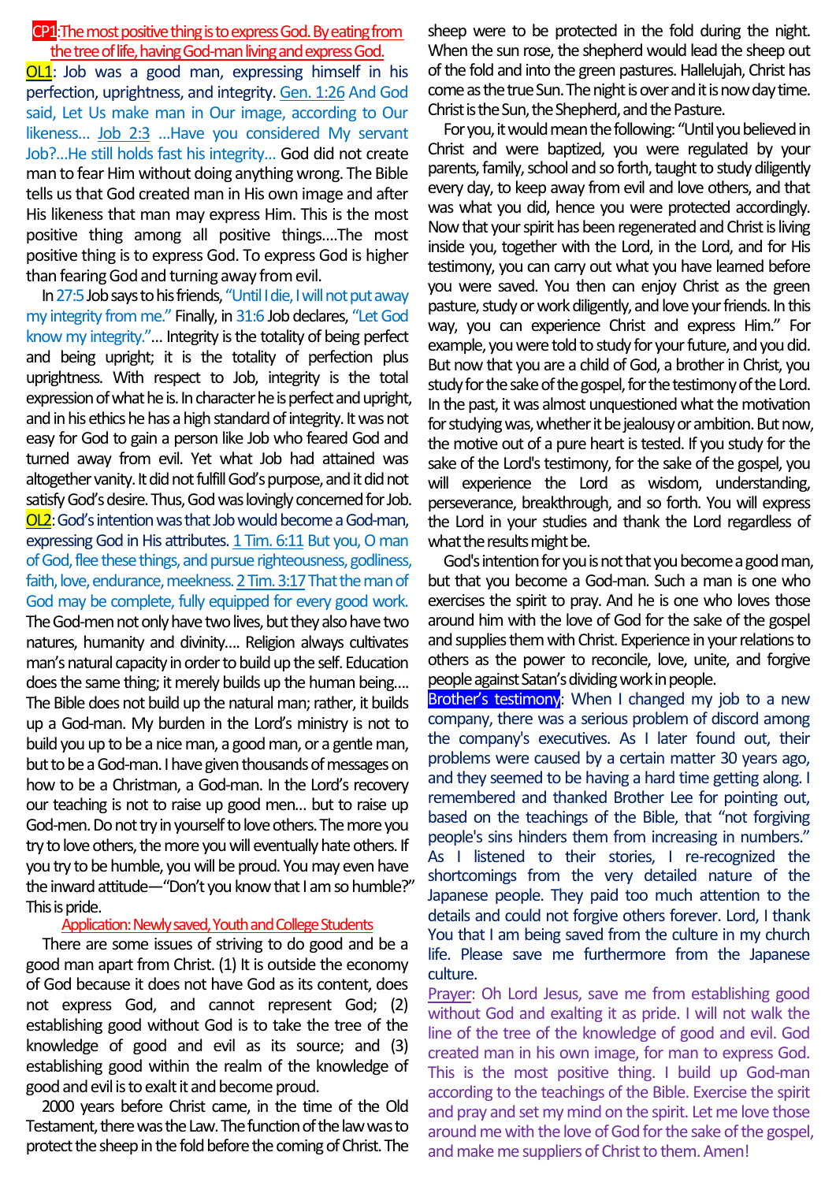**CP1: The most positive thing is to express God. By eating from the tree of life, having God-man living and express God.**

**OL1**: Job was a good man, expressing himself in his perfection, uprightness, and integrity. Gen. 1:26 And God said, Let Us make man in Our image, according to Our likeness... Job 2:3 ...Have you considered My servant Job?...He still holds fast his integrity... God did not create man to fear Him without doing anything wrong. The Bible tells us that God created man in His own image and after His likeness that man may express Him. This is the most positive thing among all positive things....The most positive thing is to express God. To express God is higher than fearing God and turning away from evil.

In 27:5 Job says to his friends, "Until I die, I will not put away my integrity from me." Finally, in 31:6 Job declares, "Let God know my integrity."... Integrity is the totality of being perfect and being upright; it is the totality of perfection plus uprightness. With respect to Job, integrity is the total expression of what he is. In character he is perfect and upright, and in his ethics he has a high standard of integrity. It was not easy for God to gain a person like Job who feared God and turned away from evil. Yet what Job had attained was altogether vanity. It did not fulfill God's purpose, and it did not satisfy God's desire. Thus, God was lovingly concerned for Job.

**OL2**: God's intention was that Job would become a God-man, expressing God in His attributes. 1 Tim. 6:11 But you, O man of God, flee these things, and pursue righteousness, godliness, faith, love, endurance, meekness. 2 Tim. 3:17 That the man of God may be complete, fully equipped for every good work. The God-men not only have two lives, but they also have two natures, humanity and divinity.... Religion always cultivates man's natural capacity in order to build up the self. Education does the same thing; it merely builds up the human being.... The Bible does not build up the natural man; rather, it builds up a God-man. My burden in the Lord's ministry is not to build you up to be a nice man, a good man, or a gentle man, but to be a God-man. I have given thousands of messages on how to be a Christman, a God-man. In the Lord's recovery our teaching is not to raise up good men... but to raise up God-men. Do not try in yourself to love others. The more you try to love others, the more you will eventually hate others. If you try to be humble, you will be proud. You may even have the inward attitude—"Don't you know that I am so humble?" This is pride.

**Application: Newly saved, Youth and College Students**

There are some issues of striving to do good and be a good man apart from Christ. (1) It is outside the economy of God because it does not have God as its content, does not express God, and cannot represent God; (2) establishing good without God is to take the tree of the knowledge of good and evil as its source; and (3) establishing good within the realm of the knowledge of good and evil is to exalt it and become proud.

2000 years before Christ came, in the time of the Old Testament, there was the Law. The function of the law was to protect the sheep in the fold before the coming of Christ. The sheep were to be protected in the fold during the night. When the sun rose, the shepherd would lead the sheep out of the fold and into the green pastures. Hallelujah, Christ has come as the true Sun. The night is over and it is now day time. Christ is the Sun, the Shepherd, and the Pasture.

For you, it would mean the following: "Until you believed in Christ and were baptized, you were regulated by your parents, family, school and so forth, taught to study diligently every day, to keep away from evil and love others, and that was what you did, hence you were protected accordingly. Now that your spirit has been regenerated and Christ is living inside you, together with the Lord, in the Lord, and for His testimony, you can carry out what you have learned before you were saved. You then can enjoy Christ as the green pasture, study or work diligently, and love your friends. In this way, you can experience Christ and express Him." For example, you were told to study for your future, and you did. But now that you are a child of God, a brother in Christ, you study for the sake of the gospel, for the testimony of the Lord. In the past, it was almost unquestioned what the motivation for studying was, whether it be jealousy or ambition. But now, the motive out of a pure heart is tested. If you study for the sake of the Lord's testimony, for the sake of the gospel, you will experience the Lord as wisdom, understanding, perseverance, breakthrough, and so forth. You will express the Lord in your studies and thank the Lord regardless of what the results might be.

God's intention for you is not that you become a good man, but that you become a God-man. Such a man is one who exercises the spirit to pray. And he is one who loves those around him with the love of God for the sake of the gospel and supplies them with Christ. Experience in your relations to others as the power to reconcile, love, unite, and forgive people against Satan's dividing work in people.

**Brother's testimony**: When I changed my job to a new company, there was a serious problem of discord among the company's executives. As I later found out, their problems were caused by a certain matter 30 years ago, and they seemed to be having a hard time getting along. I remembered and thanked Brother Lee for pointing out, based on the teachings of the Bible, that "not forgiving people's sins hinders them from increasing in numbers." As I listened to their stories, I re-recognized the shortcomings from the very detailed nature of the Japanese people. They paid too much attention to the details and could not forgive others forever. Lord, I thank You that I am being saved from the culture in my church life. Please save me furthermore from the Japanese culture.

Prayer: Oh Lord Jesus, save me from establishing good without God and exalting it as pride. I will not walk the line of the tree of the knowledge of good and evil. God created man in his own image, for man to express God. This is the most positive thing. I build up God-man according to the teachings of the Bible. Exercise the spirit and pray and set my mind on the spirit. Let me love those around me with the love of God for the sake of the gospel, and make me suppliers of Christ to them. Amen!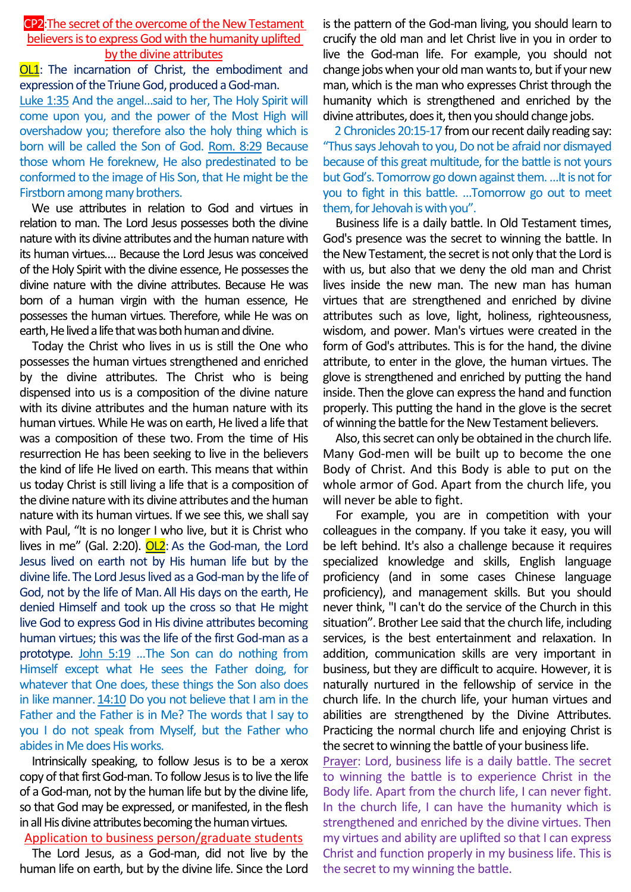**CP2**:**The secret of the overcome of the New Testament believers is to express God with the humanity uplifted by the divine attributes**

**OL1**: The incarnation of Christ, the embodiment and expression of the Triune God, produced a God-man.

Luke 1:35 And the angel…said to her, The Holy Spirit will come upon you, and the power of the Most High will overshadow you; therefore also the holy thing which is born will be called the Son of God. Rom. 8:29 Because those whom He foreknew, He also predestinated to be conformed to the image of His Son, that He might be the Firstborn among many brothers.

We use attributes in relation to God and virtues in relation to man. The Lord Jesus possesses both the divine nature with its divine attributes and the human nature with its human virtues.... Because the Lord Jesus was conceived of the Holy Spirit with the divine essence, He possesses the divine nature with the divine attributes. Because He was born of a human virgin with the human essence, He possesses the human virtues. Therefore, while He was on earth, He lived a life that was both human and divine.

Today the Christ who lives in us is still the One who possesses the human virtues strengthened and enriched by the divine attributes. The Christ who is being dispensed into us is a composition of the divine nature with its divine attributes and the human nature with its human virtues. While He was on earth, He lived a life that was a composition of these two. From the time of His resurrection He has been seeking to live in the believers the kind of life He lived on earth. This means that within us today Christ is still living a life that is a composition of the divine nature with its divine attributes and the human nature with its human virtues. If we see this, we shall say with Paul, "It is no longer I who live, but it is Christ who lives in me" (Gal. 2:20). **OL2**: As the God-man, the Lord Jesus lived on earth not by His human life but by the divine life. The Lord Jesus lived as a God-man by the life of God, not by the life of Man. All His days on the earth, He denied Himself and took up the cross so that He might live God to express God in His divine attributes becoming human virtues; this was the life of the first God-man as a prototype. John 5:19 …The Son can do nothing from Himself except what He sees the Father doing, for whatever that One does, these things the Son also does in like manner. 14:10 Do you not believe that I am in the Father and the Father is in Me? The words that I say to you I do not speak from Myself, but the Father who abides in Me does His works.

Intrinsically speaking, to follow Jesus is to be a xerox copy of that first God-man. To follow Jesus is to live the life of a God-man, not by the human life but by the divine life, so that God may be expressed, or manifested, in the flesh in all His divine attributes becoming the human virtues.

**Application to business person/graduate students**

The Lord Jesus, as a God-man, did not live by the human life on earth, but by the divine life. Since the Lord is the pattern of the God-man living, you should learn to crucify the old man and let Christ live in you in order to live the God-man life. For example, you should not change jobs when your old man wants to, but if your new man, which is the man who expresses Christ through the humanity which is strengthened and enriched by the divine attributes, does it, then you should change jobs.

2 Chronicles 20:15-17 from our recent daily reading say: "Thus says Jehovah to you, Do not be afraid nor dismayed because of this great multitude, for the battle is not yours but God's. Tomorrow go down against them. …It is not for you to fight in this battle. …Tomorrow go out to meet them, for Jehovah is with you".

Business life is a daily battle. In Old Testament times, God's presence was the secret to winning the battle. In the New Testament, the secret is not only that the Lord is with us, but also that we deny the old man and Christ lives inside the new man. The new man has human virtues that are strengthened and enriched by divine attributes such as love, light, holiness, righteousness, wisdom, and power. Man's virtues were created in the form of God's attributes. This is for the hand, the divine attribute, to enter in the glove, the human virtues. The glove is strengthened and enriched by putting the hand inside. Then the glove can express the hand and function properly. This putting the hand in the glove is the secret of winning the battle for the New Testament believers.

Also, this secret can only be obtained in the church life. Many God-men will be built up to become the one Body of Christ. And this Body is able to put on the whole armor of God. Apart from the church life, you will never be able to fight.

For example, you are in competition with your colleagues in the company. If you take it easy, you will be left behind. It's also a challenge because it requires specialized knowledge and skills, English language proficiency (and in some cases Chinese language proficiency), and management skills. But you should never think, "I can't do the service of the Church in this situation". Brother Lee said that the church life, including services, is the best entertainment and relaxation. In addition, communication skills are very important in business, but they are difficult to acquire. However, it is naturally nurtured in the fellowship of service in the church life. In the church life, your human virtues and abilities are strengthened by the Divine Attributes. Practicing the normal church life and enjoying Christ is the secret to winning the battle of your business life.

Prayer: Lord, business life is a daily battle. The secret to winning the battle is to experience Christ in the Body life. Apart from the church life, I can never fight. In the church life, I can have the humanity which is strengthened and enriched by the divine virtues. Then my virtues and ability are uplifted so that I can express Christ and function properly in my business life. This is the secret to my winning the battle.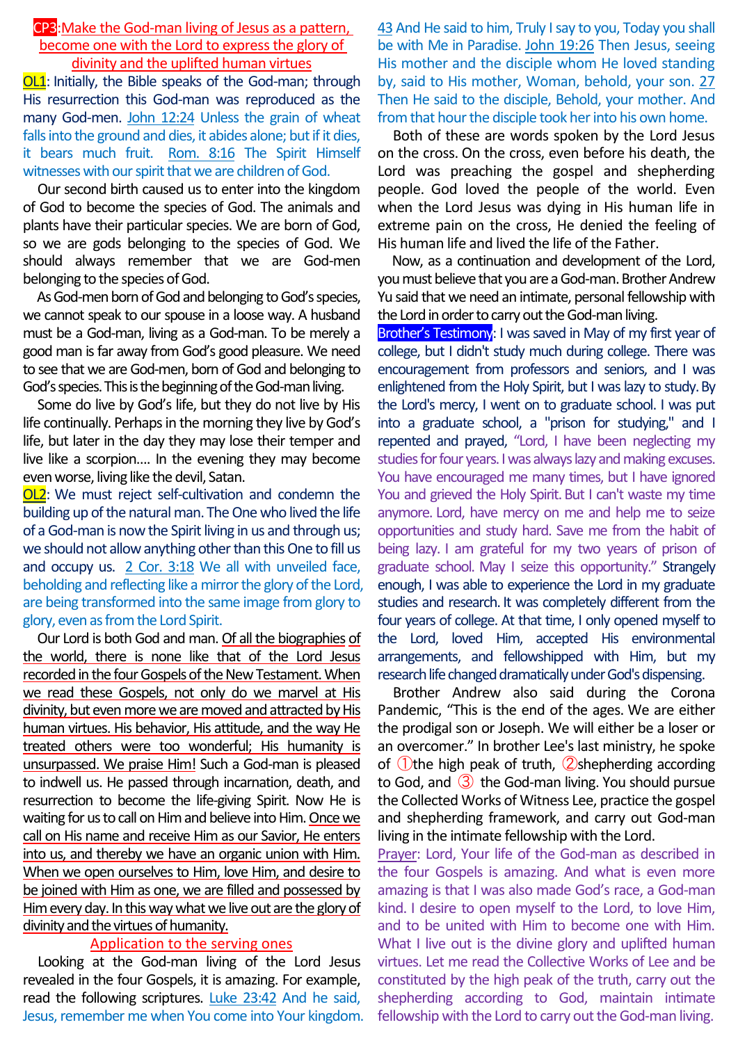**CP3**: Make the God-man living of Jesus as a pattern, become one with the Lord to express the glory of divinity and the uplifted human virtues

**OL1**: Initially, the Bible speaks of the God-man; through His resurrection this God-man was reproduced as the many God-men. John 12:24 Unless the grain of wheat falls into the ground and dies, it abides alone; but if it dies, it bears much fruit. Rom. 8:16 The Spirit Himself witnesses with our spirit that we are children of God.

Our second birth caused us to enter into the kingdom of God to become the species of God. The animals and plants have their particular species. We are born of God, so we are gods belonging to the species of God. We should always remember that we are God-men belonging to the species of God.

As God-men born of God and belonging to God's species, we cannot speak to our spouse in a loose way. A husband must be a God-man, living as a God-man. To be merely a good man is far away from God's good pleasure. We need to see that we are God-men, born of God and belonging to God's species. This is the beginning of the God-man living.

Some do live by God's life, but they do not live by His life continually. Perhaps in the morning they live by God's life, but later in the day they may lose their temper and live like a scorpion.... In the evening they may become even worse, living like the devil, Satan.

**OL2**: We must reject self-cultivation and condemn the building up of the natural man. The One who lived the life of a God-man is now the Spirit living in us and through us; we should not allow anything other than this One to fill us and occupy us. 2 Cor. 3:18 We all with unveiled face, beholding and reflecting like a mirror the glory of the Lord, are being transformed into the same image from glory to glory, even as from the Lord Spirit.

Our Lord is both God and man. Of all the biographies of the world, there is none like that of the Lord Jesus recorded in the four Gospels of the New Testament. When we read these Gospels, not only do we marvel at His divinity, but even more we are moved and attracted by His human virtues. His behavior, His attitude, and the way He treated others were too wonderful; His humanity is unsurpassed. We praise Him! Such a God-man is pleased to indwell us. He passed through incarnation, death, and resurrection to become the life-giving Spirit. Now He is waiting for us to call on Him and believe into Him. Once we call on His name and receive Him as our Savior, He enters into us, and thereby we have an organic union with Him. When we open ourselves to Him, love Him, and desire to be joined with Him as one, we are filled and possessed by Him every day. In this way what we live out are the glory of divinity and the virtues of humanity.

**Application to the serving ones**

Looking at the God-man living of the Lord Jesus revealed in the four Gospels, it is amazing. For example, read the following scriptures. Luke 23:42 And he said, Jesus, remember me when You come into Your kingdom. 43 And He said to him, Truly I say to you, Today you shall be with Me in Paradise. John 19:26 Then Jesus, seeing His mother and the disciple whom He loved standing by, said to His mother, Woman, behold, your son. 27 Then He said to the disciple, Behold, your mother. And from that hour the disciple took her into his own home.

Both of these are words spoken by the Lord Jesus on the cross. On the cross, even before his death, the Lord was preaching the gospel and shepherding people. God loved the people of the world. Even when the Lord Jesus was dying in His human life in extreme pain on the cross, He denied the feeling of His human life and lived the life of the Father.

Now, as a continuation and development of the Lord, you must believe that you are a God-man. Brother Andrew Yu said that we need an intimate, personal fellowship with the Lord in order to carry out the God-man living.

**Brother's Testimony**: I was saved in May of my first year of college, but I didn't study much during college. There was encouragement from professors and seniors, and I was enlightened from the Holy Spirit, but I was lazy to study. By the Lord's mercy, I went on to graduate school. I was put into a graduate school, a "prison for studying," and I repented and prayed, "Lord, I have been neglecting my studies for four years. I was always lazy and making excuses. You have encouraged me many times, but I have ignored You and grieved the Holy Spirit. But I can't waste my time anymore. Lord, have mercy on me and help me to seize opportunities and study hard. Save me from the habit of being lazy. I am grateful for my two years of prison of graduate school. May I seize this opportunity." Strangely enough, I was able to experience the Lord in my graduate studies and research. It was completely different from the four years of college. At that time, I only opened myself to the Lord, loved Him, accepted His environmental arrangements, and fellowshipped with Him, but my research life changed dramatically under God's dispensing.

Brother Andrew also said during the Corona Pandemic, "This is the end of the ages. We are either the prodigal son or Joseph. We will either be a loser or an overcomer." In brother Lee's last ministry, he spoke of ①the high peak of truth, ②shepherding according to God, and ③ the God-man living. You should pursue the Collected Works of Witness Lee, practice the gospel and shepherding framework, and carry out God-man living in the intimate fellowship with the Lord.

Prayer: Lord, Your life of the God-man as described in the four Gospels is amazing. And what is even more amazing is that I was also made God's race, a God-man kind. I desire to open myself to the Lord, to love Him, and to be united with Him to become one with Him. What I live out is the divine glory and uplifted human virtues. Let me read the Collective Works of Lee and be constituted by the high peak of the truth, carry out the shepherding according to God, maintain intimate fellowship with the Lord to carry out the God-man living.